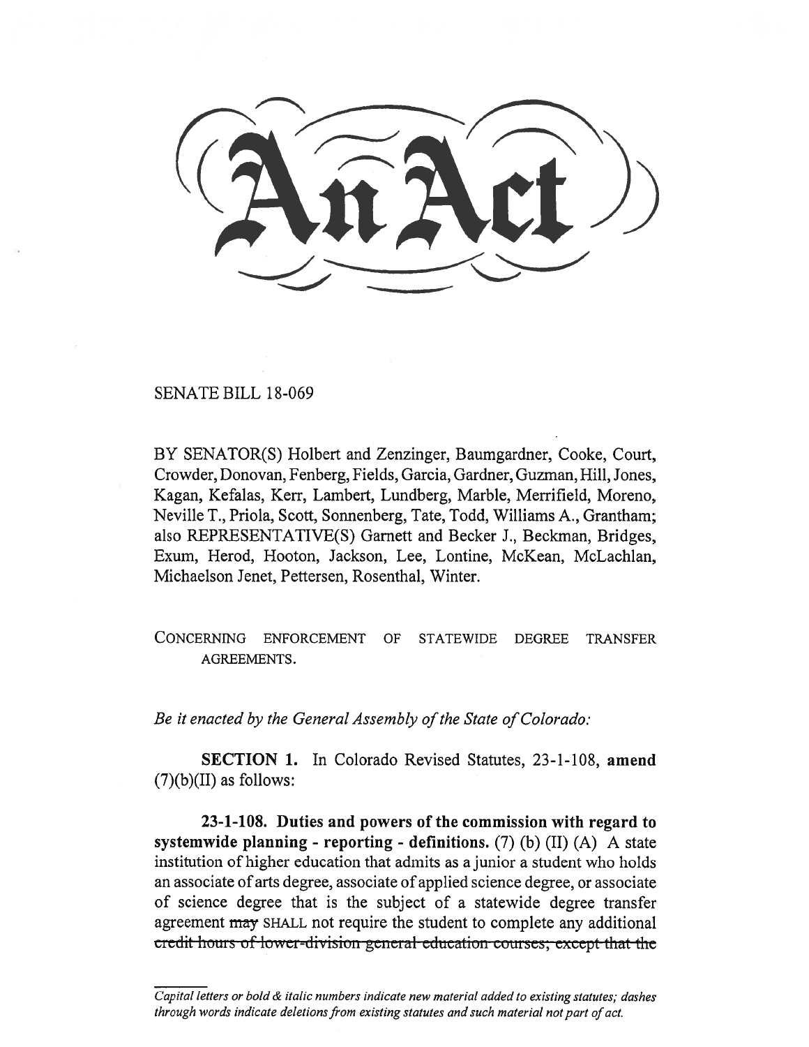# An Act

SENATE BILL 18-069

BY SENATOR(S) Holbert and Zenzinger, Baumgardner, Cooke, Court, Crowder, Donovan, Fenberg, Fields, Garcia, Gardner, Guzman, Hill, Jones, Kagan, Kefalas, Kerr, Lambert, Lundberg, Marble, Merrifield, Moreno, Neville T., Priola, Scott, Sonnenberg, Tate, Todd, Williams A., Grantham; also REPRESENTATIVE(S) Garnett and Becker J., Beckman, Bridges, Exum, Herod, Hooton, Jackson, Lee, Lontine, McKean, McLachlan, Michaelson Jenet, Pettersen, Rosenthal, Winter.

CONCERNING ENFORCEMENT OF STATEWIDE DEGREE TRANSFER AGREEMENTS.

*Be it enacted by the General Assembly of the State of Colorado:*

**SECTION 1.** In Colorado Revised Statutes, 23-1-108, **amend** (7)(b)(II) as follows:

**23-1-108. Duties and powers of the commission with regard to systemwide planning - reporting - definitions.** (7) (b) (II) (A) A state institution of higher education that admits as a junior a student who holds an associate of arts degree, associate of applied science degree, or associate of science degree that is the subject of a statewide degree transfer agreement ~~may~~ SHALL not require the student to complete any additional ~~credit hours of lower-division general education courses; except that the~~

*Capital letters or bold & italic numbers indicate new material added to existing statutes; dashes through words indicate deletions from existing statutes and such material not part of act.*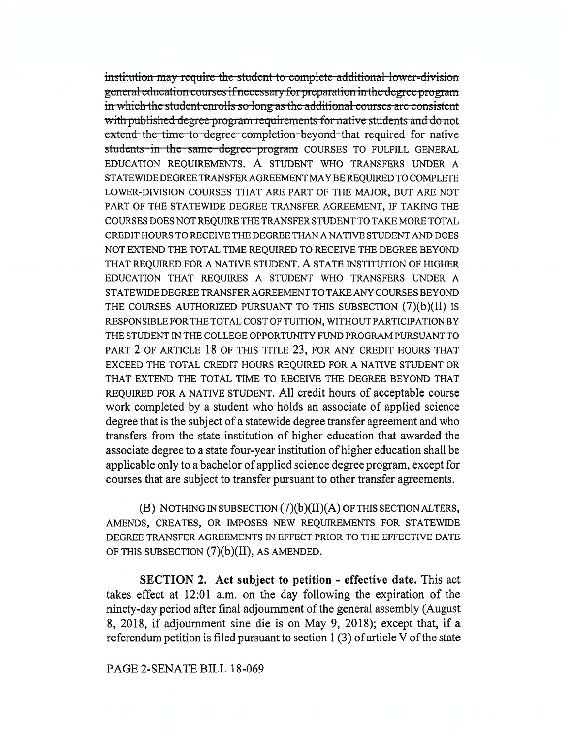~~institution may require the student to complete additional lower-division general education courses if necessary for preparation in the degree program in which the student enrolls so long as the additional courses are consistent with published degree program requirements for native students and do not extend the time to degree completion beyond that required for native students in the same degree program~~ COURSES TO FULFILL GENERAL EDUCATION REQUIREMENTS. A STUDENT WHO TRANSFERS UNDER A STATEWIDE DEGREE TRANSFER AGREEMENT MAY BE REQUIRED TO COMPLETE LOWER-DIVISION COURSES THAT ARE PART OF THE MAJOR, BUT ARE NOT PART OF THE STATEWIDE DEGREE TRANSFER AGREEMENT, IF TAKING THE COURSES DOES NOT REQUIRE THE TRANSFER STUDENT TO TAKE MORE TOTAL CREDIT HOURS TO RECEIVE THE DEGREE THAN A NATIVE STUDENT AND DOES NOT EXTEND THE TOTAL TIME REQUIRED TO RECEIVE THE DEGREE BEYOND THAT REQUIRED FOR A NATIVE STUDENT. A STATE INSTITUTION OF HIGHER EDUCATION THAT REQUIRES A STUDENT WHO TRANSFERS UNDER A STATEWIDE DEGREE TRANSFER AGREEMENT TO TAKE ANY COURSES BEYOND THE COURSES AUTHORIZED PURSUANT TO THIS SUBSECTION (7)(b)(II) IS RESPONSIBLE FOR THE TOTAL COST OF TUITION, WITHOUT PARTICIPATION BY THE STUDENT IN THE COLLEGE OPPORTUNITY FUND PROGRAM PURSUANT TO PART 2 OF ARTICLE 18 OF THIS TITLE 23, FOR ANY CREDIT HOURS THAT EXCEED THE TOTAL CREDIT HOURS REQUIRED FOR A NATIVE STUDENT OR THAT EXTEND THE TOTAL TIME TO RECEIVE THE DEGREE BEYOND THAT REQUIRED FOR A NATIVE STUDENT. All credit hours of acceptable course work completed by a student who holds an associate of applied science degree that is the subject of a statewide degree transfer agreement and who transfers from the state institution of higher education that awarded the associate degree to a state four-year institution of higher education shall be applicable only to a bachelor of applied science degree program, except for courses that are subject to transfer pursuant to other transfer agreements.

(B) NOTHING IN SUBSECTION (7)(b)(II)(A) OF THIS SECTION ALTERS, AMENDS, CREATES, OR IMPOSES NEW REQUIREMENTS FOR STATEWIDE DEGREE TRANSFER AGREEMENTS IN EFFECT PRIOR TO THE EFFECTIVE DATE OF THIS SUBSECTION (7)(b)(II), AS AMENDED.

**SECTION 2. Act subject to petition - effective date.** This act takes effect at 12:01 a.m. on the day following the expiration of the ninety-day period after final adjournment of the general assembly (August 8, 2018, if adjournment sine die is on May 9, 2018); except that, if a referendum petition is filed pursuant to section 1 (3) of article V of the state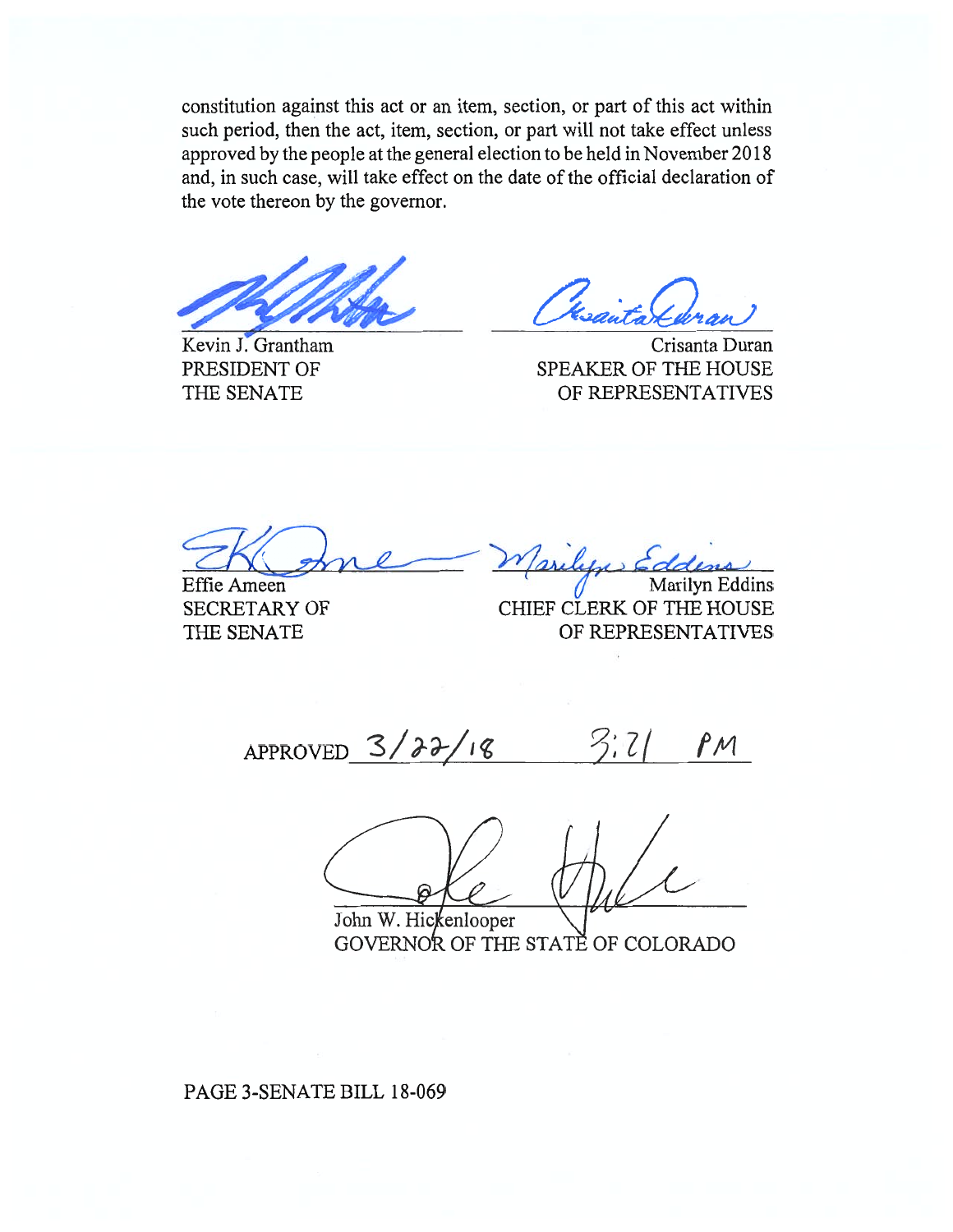constitution against this act or an item, section, or part of this act within such period, then the act, item, section, or part will not take effect unless approved by the people at the general election to be held in November 2018 and, in such case, will take effect on the date of the official declaration of the vote thereon by the governor.

| | |
|---|---|
| Kevin J. Grantham<br>PRESIDENT OF<br>THE SENATE | Crisanta Duran<br>SPEAKER OF THE HOUSE<br>OF REPRESENTATIVES |
| Effie Ameen<br>SECRETARY OF<br>THE SENATE | Marilyn Eddins<br>CHIEF CLERK OF THE HOUSE<br>OF REPRESENTATIVES |

APPROVED 3/22/18 3:21 PM

John W. Hickenlooper
GOVERNOR OF THE STATE OF COLORADO

PAGE 3-SENATE BILL 18-069